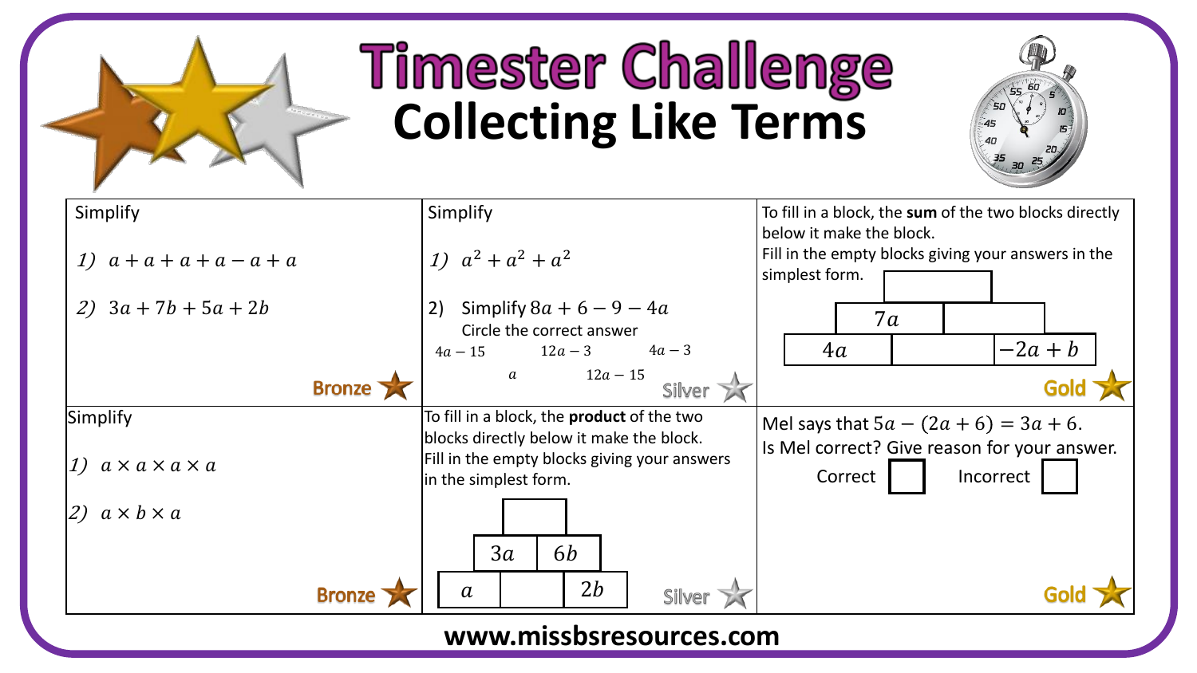# Timester Challenge
## Collecting Like Terms

### Bronze

Simplify

1) $a + a + a + a - a + a$

2) $3a + 7b + 5a + 2b$

### Silver

Simplify

1) $a^2 + a^2 + a^2$

2) Simplify $8a + 6 - 9 - 4a$

Circle the correct answer

$4a - 15$ $\quad$ $12a - 3$ $\quad$ $4a - 3$ $\quad$ $a$ $\quad$ $12a - 15$

### Gold

To fill in a block, the **sum** of the two blocks directly below it make the block.
Fill in the empty blocks giving your answers in the simplest form.

| | Blocks | |
|---|---|---|
| Top | (empty) | |
| Middle | $7a$ | (empty) |
| Bottom | $4a$ | (empty) | $-2a + b$ |

### Bronze

Simplify

1) $a \times a \times a \times a$

2) $a \times b \times a$

### Silver

To fill in a block, the **product** of the two blocks directly below it make the block.
Fill in the empty blocks giving your answers in the simplest form.

| | Blocks | |
|---|---|---|
| Top | (empty) | |
| Middle | $3a$ | $6b$ |
| Bottom | $a$ | (empty) | $2b$ |

### Gold

Mel says that $5a - (2a + 6) = 3a + 6$.
Is Mel correct? Give reason for your answer.

Correct ☐ $\quad$ Incorrect ☐

www.missbsresources.com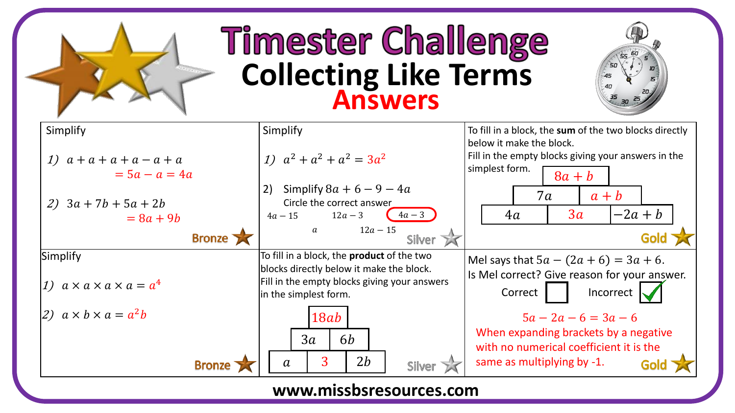# Timester Challenge
## Collecting Like Terms
## Answers

### Bronze

Simplify

1) $a + a + a + a - a + a$
$= 5a - a = 4a$

2) $3a + 7b + 5a + 2b$
$= 8a + 9b$

### Silver

Simplify

1) $a^2 + a^2 + a^2 = 3a^2$

2) Simplify $8a + 6 - 9 - 4a$

Circle the correct answer

$4a - 15$ $12a - 3$ $4a - 3$ (circled)

$a$ $12a - 15$

### Gold

To fill in a block, the **sum** of the two blocks directly below it make the block.
Fill in the empty blocks giving your answers in the simplest form.

| | | |
|---|---|---|
| | $8a + b$ | |
| $7a$ | | $a + b$ |
| $4a$ | $3a$ | $-2a + b$ |

### Bronze

Simplify

1) $a \times a \times a \times a = a^4$

2) $a \times b \times a = a^2b$

### Silver

To fill in a block, the **product** of the two blocks directly below it make the block.
Fill in the empty blocks giving your answers in the simplest form.

| | | |
|---|---|---|
| | $18ab$ | |
| $3a$ | | $6b$ |
| $a$ | $3$ | $2b$ |

### Gold

Mel says that $5a - (2a + 6) = 3a + 6$.
Is Mel correct? Give reason for your answer.

Correct ☐ Incorrect ☑

$5a - 2a - 6 = 3a - 6$

When expanding brackets by a negative with no numerical coefficient it is the same as multiplying by -1.

www.missbsresources.com